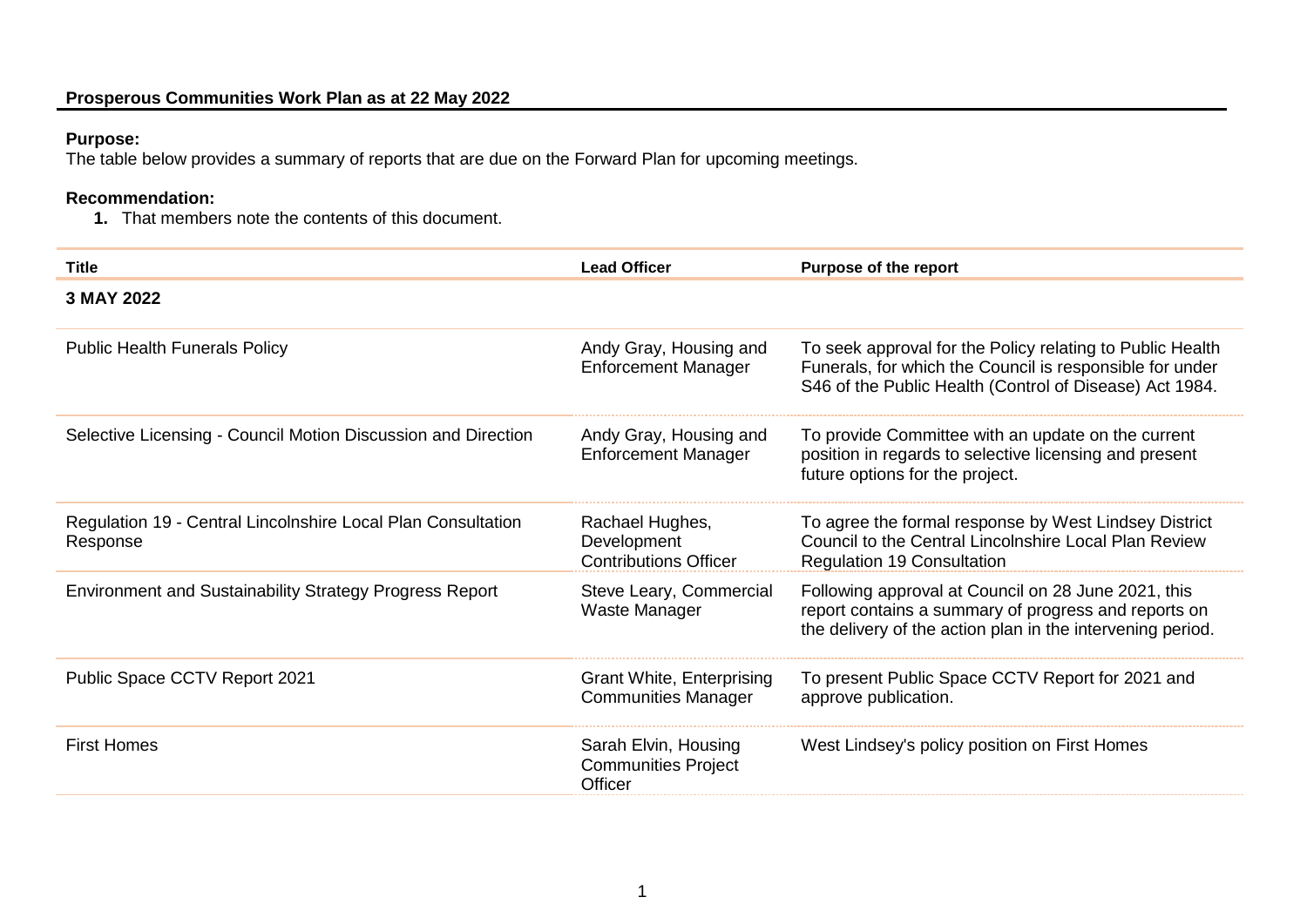**Prosperous Communities Work Plan as at 22 May 2022**

**Purpose:**
The table below provides a summary of reports that are due on the Forward Plan for upcoming meetings.

**Recommendation:**

1. That members note the contents of this document.

| Title | Lead Officer | Purpose of the report |
|---|---|---|
| **3 MAY 2022** | | |
| Public Health Funerals Policy | Andy Gray, Housing and Enforcement Manager | To seek approval for the Policy relating to Public Health Funerals, for which the Council is responsible for under S46 of the Public Health (Control of Disease) Act 1984. |
| Selective Licensing - Council Motion Discussion and Direction | Andy Gray, Housing and Enforcement Manager | To provide Committee with an update on the current position in regards to selective licensing and present future options for the project. |
| Regulation 19 - Central Lincolnshire Local Plan Consultation Response | Rachael Hughes, Development Contributions Officer | To agree the formal response by West Lindsey District Council to the Central Lincolnshire Local Plan Review Regulation 19 Consultation |
| Environment and Sustainability Strategy Progress Report | Steve Leary, Commercial Waste Manager | Following approval at Council on 28 June 2021, this report contains a summary of progress and reports on the delivery of the action plan in the intervening period. |
| Public Space CCTV Report 2021 | Grant White, Enterprising Communities Manager | To present Public Space CCTV Report for 2021 and approve publication. |
| First Homes | Sarah Elvin, Housing Communities Project Officer | West Lindsey's policy position on First Homes |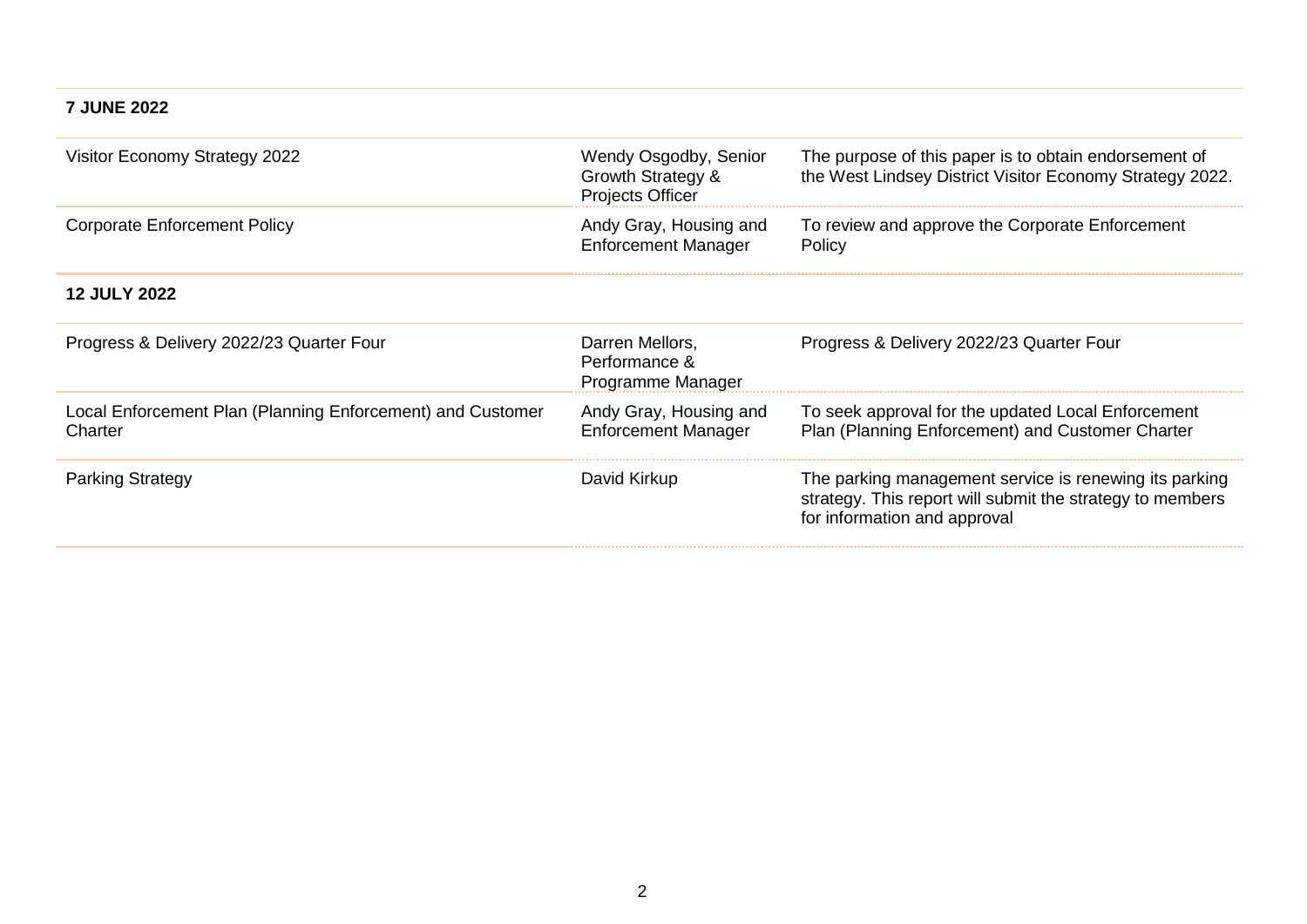| | | |
|---|---|---|
| **7 JUNE 2022** | | |
| Visitor Economy Strategy 2022 | Wendy Osgodby, Senior Growth Strategy & Projects Officer | The purpose of this paper is to obtain endorsement of the West Lindsey District Visitor Economy Strategy 2022. |
| Corporate Enforcement Policy | Andy Gray, Housing and Enforcement Manager | To review and approve the Corporate Enforcement Policy |
| **12 JULY 2022** | | |
| Progress & Delivery 2022/23 Quarter Four | Darren Mellors, Performance & Programme Manager | Progress & Delivery 2022/23 Quarter Four |
| Local Enforcement Plan (Planning Enforcement) and Customer Charter | Andy Gray, Housing and Enforcement Manager | To seek approval for the updated Local Enforcement Plan (Planning Enforcement) and Customer Charter |
| Parking Strategy | David Kirkup | The parking management service is renewing its parking strategy. This report will submit the strategy to members for information and approval |